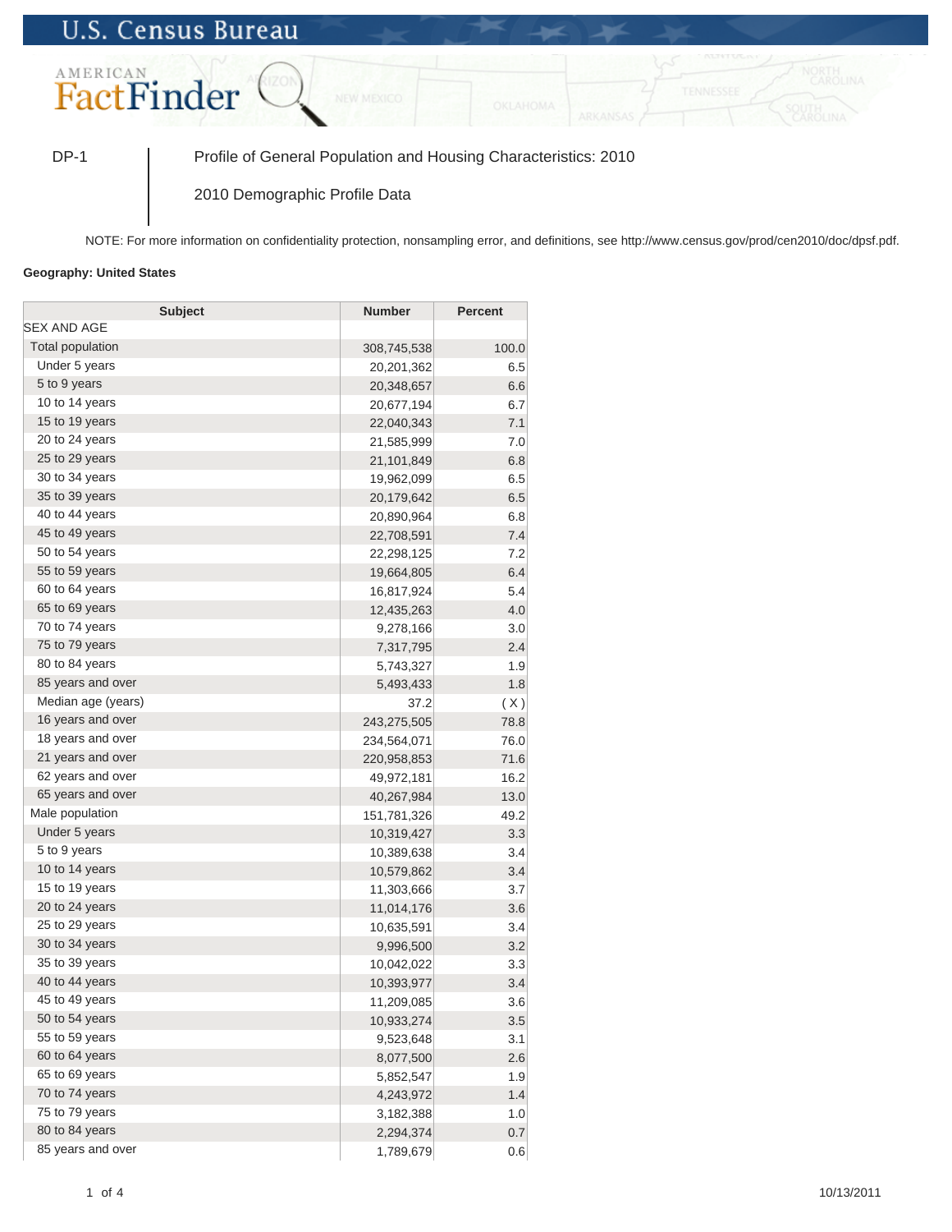U.S. Census Bureau

AMERICAN FactFinder

DP-1 | Profile of General Population and Housing Characteristics: 2010

2010 Demographic Profile Data

NOTE: For more information on confidentiality protection, nonsampling error, and definitions, see http://www.census.gov/prod/cen2010/doc/dpsf.pdf.

**Geography: United States**

| Subject | Number | Percent |
|---|---|---|
| SEX AND AGE | | |
| Total population | 308,745,538 | 100.0 |
| Under 5 years | 20,201,362 | 6.5 |
| 5 to 9 years | 20,348,657 | 6.6 |
| 10 to 14 years | 20,677,194 | 6.7 |
| 15 to 19 years | 22,040,343 | 7.1 |
| 20 to 24 years | 21,585,999 | 7.0 |
| 25 to 29 years | 21,101,849 | 6.8 |
| 30 to 34 years | 19,962,099 | 6.5 |
| 35 to 39 years | 20,179,642 | 6.5 |
| 40 to 44 years | 20,890,964 | 6.8 |
| 45 to 49 years | 22,708,591 | 7.4 |
| 50 to 54 years | 22,298,125 | 7.2 |
| 55 to 59 years | 19,664,805 | 6.4 |
| 60 to 64 years | 16,817,924 | 5.4 |
| 65 to 69 years | 12,435,263 | 4.0 |
| 70 to 74 years | 9,278,166 | 3.0 |
| 75 to 79 years | 7,317,795 | 2.4 |
| 80 to 84 years | 5,743,327 | 1.9 |
| 85 years and over | 5,493,433 | 1.8 |
| Median age (years) | 37.2 | ( X ) |
| 16 years and over | 243,275,505 | 78.8 |
| 18 years and over | 234,564,071 | 76.0 |
| 21 years and over | 220,958,853 | 71.6 |
| 62 years and over | 49,972,181 | 16.2 |
| 65 years and over | 40,267,984 | 13.0 |
| Male population | 151,781,326 | 49.2 |
| Under 5 years | 10,319,427 | 3.3 |
| 5 to 9 years | 10,389,638 | 3.4 |
| 10 to 14 years | 10,579,862 | 3.4 |
| 15 to 19 years | 11,303,666 | 3.7 |
| 20 to 24 years | 11,014,176 | 3.6 |
| 25 to 29 years | 10,635,591 | 3.4 |
| 30 to 34 years | 9,996,500 | 3.2 |
| 35 to 39 years | 10,042,022 | 3.3 |
| 40 to 44 years | 10,393,977 | 3.4 |
| 45 to 49 years | 11,209,085 | 3.6 |
| 50 to 54 years | 10,933,274 | 3.5 |
| 55 to 59 years | 9,523,648 | 3.1 |
| 60 to 64 years | 8,077,500 | 2.6 |
| 65 to 69 years | 5,852,547 | 1.9 |
| 70 to 74 years | 4,243,972 | 1.4 |
| 75 to 79 years | 3,182,388 | 1.0 |
| 80 to 84 years | 2,294,374 | 0.7 |
| 85 years and over | 1,789,679 | 0.6 |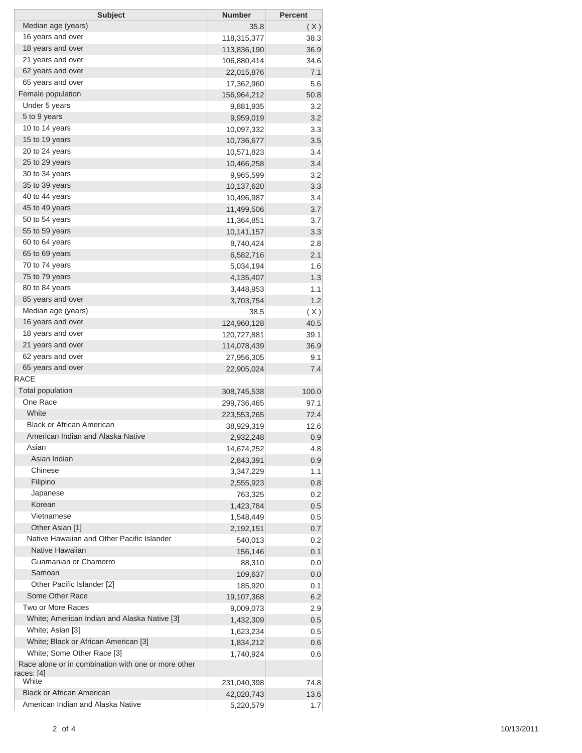| Subject | Number | Percent |
|---|---|---|
| Median age (years) | 35.8 | ( X ) |
| 16 years and over | 118,315,377 | 38.3 |
| 18 years and over | 113,836,190 | 36.9 |
| 21 years and over | 106,880,414 | 34.6 |
| 62 years and over | 22,015,876 | 7.1 |
| 65 years and over | 17,362,960 | 5.6 |
| Female population | 156,964,212 | 50.8 |
| Under 5 years | 9,881,935 | 3.2 |
| 5 to 9 years | 9,959,019 | 3.2 |
| 10 to 14 years | 10,097,332 | 3.3 |
| 15 to 19 years | 10,736,677 | 3.5 |
| 20 to 24 years | 10,571,823 | 3.4 |
| 25 to 29 years | 10,466,258 | 3.4 |
| 30 to 34 years | 9,965,599 | 3.2 |
| 35 to 39 years | 10,137,620 | 3.3 |
| 40 to 44 years | 10,496,987 | 3.4 |
| 45 to 49 years | 11,499,506 | 3.7 |
| 50 to 54 years | 11,364,851 | 3.7 |
| 55 to 59 years | 10,141,157 | 3.3 |
| 60 to 64 years | 8,740,424 | 2.8 |
| 65 to 69 years | 6,582,716 | 2.1 |
| 70 to 74 years | 5,034,194 | 1.6 |
| 75 to 79 years | 4,135,407 | 1.3 |
| 80 to 84 years | 3,448,953 | 1.1 |
| 85 years and over | 3,703,754 | 1.2 |
| Median age (years) | 38.5 | ( X ) |
| 16 years and over | 124,960,128 | 40.5 |
| 18 years and over | 120,727,881 | 39.1 |
| 21 years and over | 114,078,439 | 36.9 |
| 62 years and over | 27,956,305 | 9.1 |
| 65 years and over | 22,905,024 | 7.4 |
| RACE | | |
| Total population | 308,745,538 | 100.0 |
| One Race | 299,736,465 | 97.1 |
| White | 223,553,265 | 72.4 |
| Black or African American | 38,929,319 | 12.6 |
| American Indian and Alaska Native | 2,932,248 | 0.9 |
| Asian | 14,674,252 | 4.8 |
| Asian Indian | 2,843,391 | 0.9 |
| Chinese | 3,347,229 | 1.1 |
| Filipino | 2,555,923 | 0.8 |
| Japanese | 763,325 | 0.2 |
| Korean | 1,423,784 | 0.5 |
| Vietnamese | 1,548,449 | 0.5 |
| Other Asian [1] | 2,192,151 | 0.7 |
| Native Hawaiian and Other Pacific Islander | 540,013 | 0.2 |
| Native Hawaiian | 156,146 | 0.1 |
| Guamanian or Chamorro | 88,310 | 0.0 |
| Samoan | 109,637 | 0.0 |
| Other Pacific Islander [2] | 185,920 | 0.1 |
| Some Other Race | 19,107,368 | 6.2 |
| Two or More Races | 9,009,073 | 2.9 |
| White; American Indian and Alaska Native [3] | 1,432,309 | 0.5 |
| White; Asian [3] | 1,623,234 | 0.5 |
| White; Black or African American [3] | 1,834,212 | 0.6 |
| White; Some Other Race [3] | 1,740,924 | 0.6 |
| Race alone or in combination with one or more other races: [4] | | |
| White | 231,040,398 | 74.8 |
| Black or African American | 42,020,743 | 13.6 |
| American Indian and Alaska Native | 5,220,579 | 1.7 |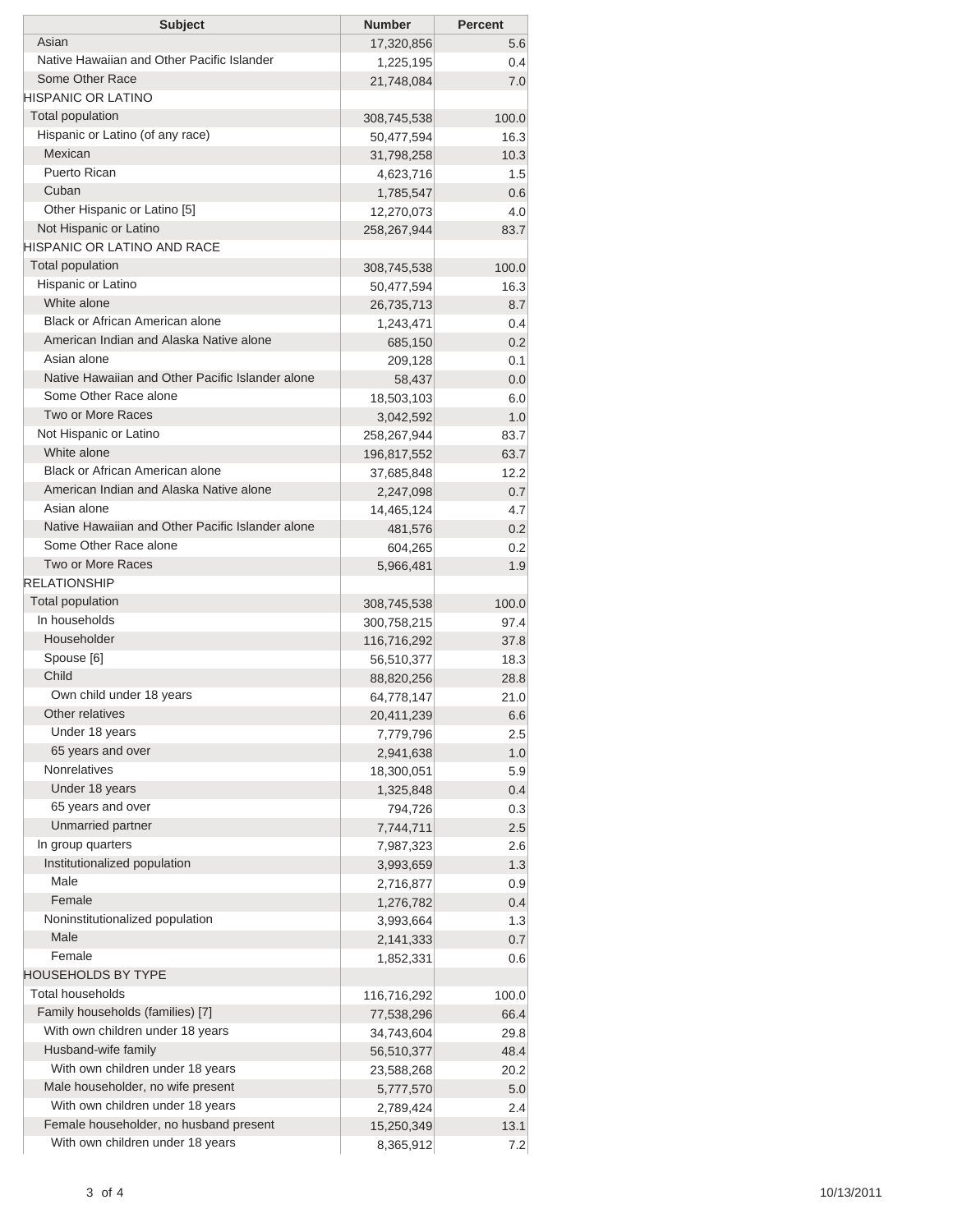| Subject | Number | Percent |
|---|---|---|
| Asian | 17,320,856 | 5.6 |
| Native Hawaiian and Other Pacific Islander | 1,225,195 | 0.4 |
| Some Other Race | 21,748,084 | 7.0 |
| HISPANIC OR LATINO | | |
| Total population | 308,745,538 | 100.0 |
| Hispanic or Latino (of any race) | 50,477,594 | 16.3 |
| Mexican | 31,798,258 | 10.3 |
| Puerto Rican | 4,623,716 | 1.5 |
| Cuban | 1,785,547 | 0.6 |
| Other Hispanic or Latino [5] | 12,270,073 | 4.0 |
| Not Hispanic or Latino | 258,267,944 | 83.7 |
| HISPANIC OR LATINO AND RACE | | |
| Total population | 308,745,538 | 100.0 |
| Hispanic or Latino | 50,477,594 | 16.3 |
| White alone | 26,735,713 | 8.7 |
| Black or African American alone | 1,243,471 | 0.4 |
| American Indian and Alaska Native alone | 685,150 | 0.2 |
| Asian alone | 209,128 | 0.1 |
| Native Hawaiian and Other Pacific Islander alone | 58,437 | 0.0 |
| Some Other Race alone | 18,503,103 | 6.0 |
| Two or More Races | 3,042,592 | 1.0 |
| Not Hispanic or Latino | 258,267,944 | 83.7 |
| White alone | 196,817,552 | 63.7 |
| Black or African American alone | 37,685,848 | 12.2 |
| American Indian and Alaska Native alone | 2,247,098 | 0.7 |
| Asian alone | 14,465,124 | 4.7 |
| Native Hawaiian and Other Pacific Islander alone | 481,576 | 0.2 |
| Some Other Race alone | 604,265 | 0.2 |
| Two or More Races | 5,966,481 | 1.9 |
| RELATIONSHIP | | |
| Total population | 308,745,538 | 100.0 |
| In households | 300,758,215 | 97.4 |
| Householder | 116,716,292 | 37.8 |
| Spouse [6] | 56,510,377 | 18.3 |
| Child | 88,820,256 | 28.8 |
| Own child under 18 years | 64,778,147 | 21.0 |
| Other relatives | 20,411,239 | 6.6 |
| Under 18 years | 7,779,796 | 2.5 |
| 65 years and over | 2,941,638 | 1.0 |
| Nonrelatives | 18,300,051 | 5.9 |
| Under 18 years | 1,325,848 | 0.4 |
| 65 years and over | 794,726 | 0.3 |
| Unmarried partner | 7,744,711 | 2.5 |
| In group quarters | 7,987,323 | 2.6 |
| Institutionalized population | 3,993,659 | 1.3 |
| Male | 2,716,877 | 0.9 |
| Female | 1,276,782 | 0.4 |
| Noninstitutionalized population | 3,993,664 | 1.3 |
| Male | 2,141,333 | 0.7 |
| Female | 1,852,331 | 0.6 |
| HOUSEHOLDS BY TYPE | | |
| Total households | 116,716,292 | 100.0 |
| Family households (families) [7] | 77,538,296 | 66.4 |
| With own children under 18 years | 34,743,604 | 29.8 |
| Husband-wife family | 56,510,377 | 48.4 |
| With own children under 18 years | 23,588,268 | 20.2 |
| Male householder, no wife present | 5,777,570 | 5.0 |
| With own children under 18 years | 2,789,424 | 2.4 |
| Female householder, no husband present | 15,250,349 | 13.1 |
| With own children under 18 years | 8,365,912 | 7.2 |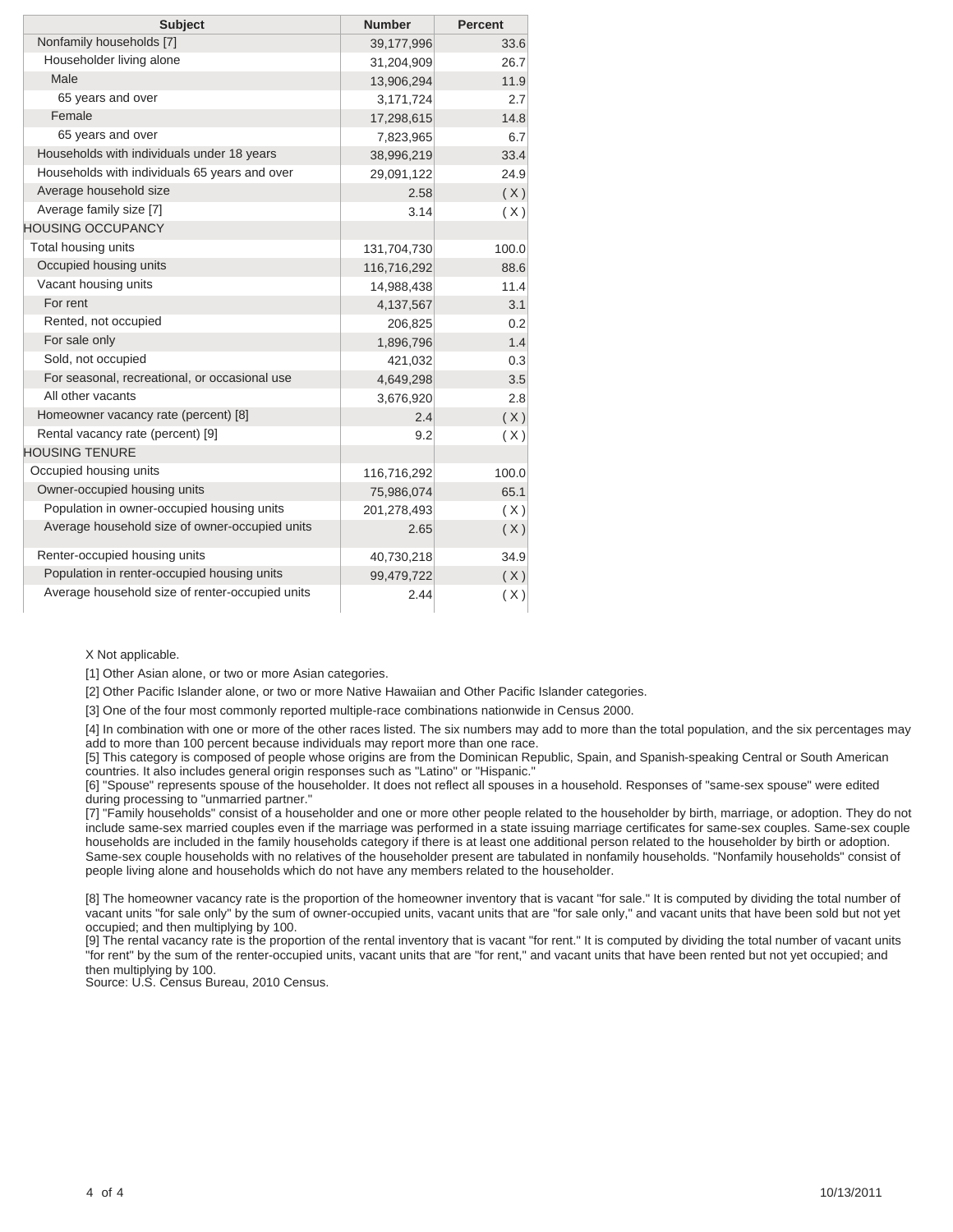| Subject | Number | Percent |
|---|---|---|
| Nonfamily households [7] | 39,177,996 | 33.6 |
| Householder living alone | 31,204,909 | 26.7 |
| Male | 13,906,294 | 11.9 |
| 65 years and over | 3,171,724 | 2.7 |
| Female | 17,298,615 | 14.8 |
| 65 years and over | 7,823,965 | 6.7 |
| Households with individuals under 18 years | 38,996,219 | 33.4 |
| Households with individuals 65 years and over | 29,091,122 | 24.9 |
| Average household size | 2.58 | ( X ) |
| Average family size [7] | 3.14 | ( X ) |
| HOUSING OCCUPANCY | | |
| Total housing units | 131,704,730 | 100.0 |
| Occupied housing units | 116,716,292 | 88.6 |
| Vacant housing units | 14,988,438 | 11.4 |
| For rent | 4,137,567 | 3.1 |
| Rented, not occupied | 206,825 | 0.2 |
| For sale only | 1,896,796 | 1.4 |
| Sold, not occupied | 421,032 | 0.3 |
| For seasonal, recreational, or occasional use | 4,649,298 | 3.5 |
| All other vacants | 3,676,920 | 2.8 |
| Homeowner vacancy rate (percent) [8] | 2.4 | ( X ) |
| Rental vacancy rate (percent) [9] | 9.2 | ( X ) |
| HOUSING TENURE | | |
| Occupied housing units | 116,716,292 | 100.0 |
| Owner-occupied housing units | 75,986,074 | 65.1 |
| Population in owner-occupied housing units | 201,278,493 | ( X ) |
| Average household size of owner-occupied units | 2.65 | ( X ) |
| Renter-occupied housing units | 40,730,218 | 34.9 |
| Population in renter-occupied housing units | 99,479,722 | ( X ) |
| Average household size of renter-occupied units | 2.44 | ( X ) |

X Not applicable.

[1] Other Asian alone, or two or more Asian categories.

[2] Other Pacific Islander alone, or two or more Native Hawaiian and Other Pacific Islander categories.

[3] One of the four most commonly reported multiple-race combinations nationwide in Census 2000.

[4] In combination with one or more of the other races listed. The six numbers may add to more than the total population, and the six percentages may add to more than 100 percent because individuals may report more than one race.

[5] This category is composed of people whose origins are from the Dominican Republic, Spain, and Spanish-speaking Central or South American countries. It also includes general origin responses such as "Latino" or "Hispanic."

[6] "Spouse" represents spouse of the householder. It does not reflect all spouses in a household. Responses of "same-sex spouse" were edited during processing to "unmarried partner."

[7] "Family households" consist of a householder and one or more other people related to the householder by birth, marriage, or adoption. They do not include same-sex married couples even if the marriage was performed in a state issuing marriage certificates for same-sex couples. Same-sex couple households are included in the family households category if there is at least one additional person related to the householder by birth or adoption. Same-sex couple households with no relatives of the householder present are tabulated in nonfamily households. "Nonfamily households" consist of people living alone and households which do not have any members related to the householder.

[8] The homeowner vacancy rate is the proportion of the homeowner inventory that is vacant "for sale." It is computed by dividing the total number of vacant units "for sale only" by the sum of owner-occupied units, vacant units that are "for sale only," and vacant units that have been sold but not yet occupied; and then multiplying by 100.

[9] The rental vacancy rate is the proportion of the rental inventory that is vacant "for rent." It is computed by dividing the total number of vacant units "for rent" by the sum of the renter-occupied units, vacant units that are "for rent," and vacant units that have been rented but not yet occupied; and then multiplying by 100.

Source: U.S. Census Bureau, 2010 Census.